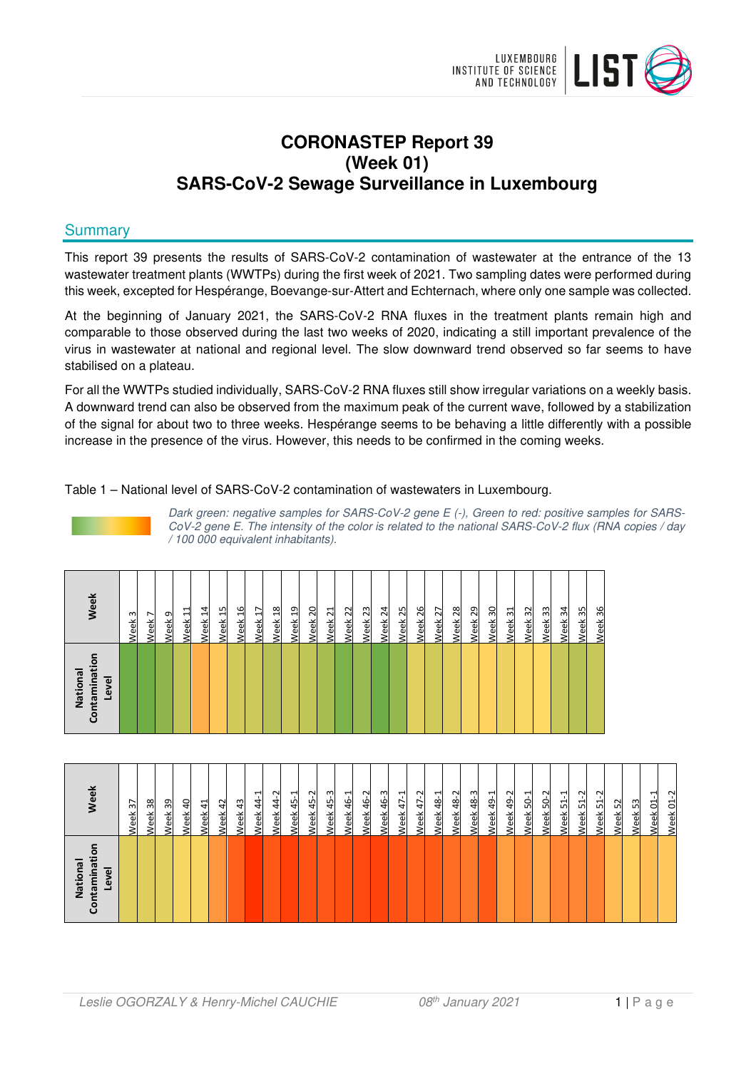# CORONASTEP Report 39 (Week 01)
# SARS-CoV-2 Sewage Surveillance in Luxembourg

## Summary

This report 39 presents the results of SARS-CoV-2 contamination of wastewater at the entrance of the 13 wastewater treatment plants (WWTPs) during the first week of 2021. Two sampling dates were performed during this week, excepted for Hespérange, Boevange-sur-Attert and Echternach, where only one sample was collected.

At the beginning of January 2021, the SARS-CoV-2 RNA fluxes in the treatment plants remain high and comparable to those observed during the last two weeks of 2020, indicating a still important prevalence of the virus in wastewater at national and regional level. The slow downward trend observed so far seems to have stabilised on a plateau.

For all the WWTPs studied individually, SARS-CoV-2 RNA fluxes still show irregular variations on a weekly basis. A downward trend can also be observed from the maximum peak of the current wave, followed by a stabilization of the signal for about two to three weeks. Hespérange seems to be behaving a little differently with a possible increase in the presence of the virus. However, this needs to be confirmed in the coming weeks.

Table 1 – National level of SARS-CoV-2 contamination of wastewaters in Luxembourg.

*Dark green: negative samples for SARS-CoV-2 gene E (-), Green to red: positive samples for SARS-CoV-2 gene E. The intensity of the color is related to the national SARS-CoV-2 flux (RNA copies / day / 100 000 equivalent inhabitants).*

| Week | Week 3 | Week 7 | Week 9 | Week 11 | Week 14 | Week 15 | Week 16 | Week 17 | Week 18 | Week 19 | Week 20 | Week 21 | Week 22 | Week 23 | Week 24 | Week 25 | Week 26 | Week 27 | Week 28 | Week 29 | Week 30 | Week 31 | Week 32 | Week 33 | Week 34 | Week 35 | Week 36 |
|---|---|---|---|---|---|---|---|---|---|---|---|---|---|---|---|---|---|---|---|---|---|---|---|---|---|---|---|
| National Contamination Level | | | | | | | | | | | | | | | | | | | | | | | | | | | |

| Week | Week 37 | Week 38 | Week 39 | Week 40 | Week 41 | Week 42 | Week 43 | Week 44-1 | Week 44-2 | Week 45-1 | Week 45-2 | Week 45-3 | Week 46-1 | Week 46-2 | Week 46-3 | Week 47-1 | Week 47-2 | Week 48-1 | Week 48-2 | Week 48-3 | Week 49-1 | Week 49-2 | Week 50-1 | Week 50-2 | Week 51-1 | Week 51-2 | Week 51-2 | Week 52 | Week 53 | Week 01-1 | Week 01-2 |
|---|---|---|---|---|---|---|---|---|---|---|---|---|---|---|---|---|---|---|---|---|---|---|---|---|---|---|---|---|---|---|---|
| National Contamination Level | | | | | | | | | | | | | | | | | | | | | | | | | | | | | | | |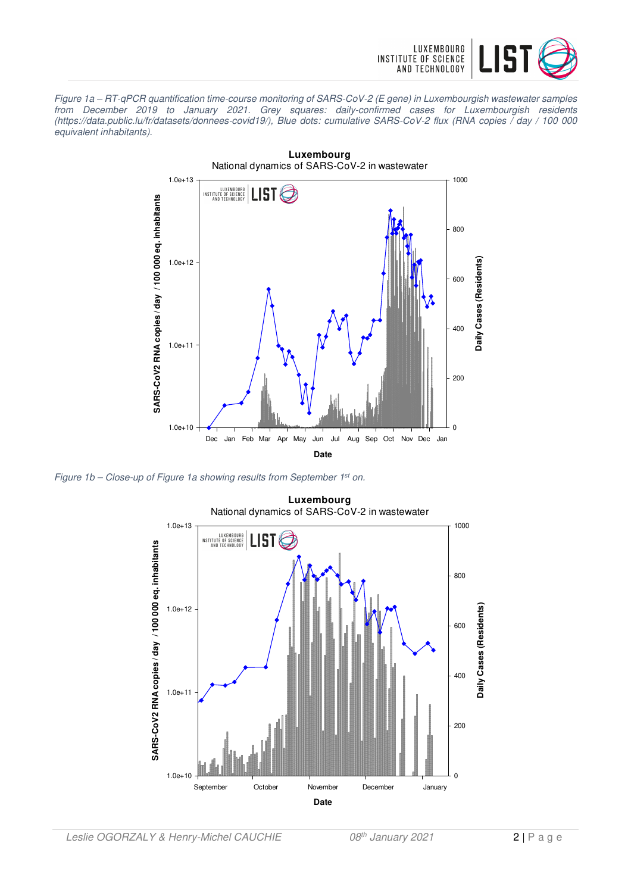*Figure 1a – RT-qPCR quantification time-course monitoring of SARS-CoV-2 (E gene) in Luxembourgish wastewater samples from December 2019 to January 2021. Grey squares: daily-confirmed cases for Luxembourgish residents (https://data.public.lu/fr/datasets/donnees-covid19/), Blue dots: cumulative SARS-CoV-2 flux (RNA copies / day / 100 000 equivalent inhabitants).*

**Luxembourg**
National dynamics of SARS-CoV-2 in wastewater

SARS-CoV2 RNA copies / day / 100 000 eq. inhabitants

1.0e+13
1.0e+12
1.0e+11
1.0e+10

Daily Cases (Residents)

1000
800
600
400
200
0

Dec Jan Feb Mar Apr May Jun Jul Aug Sep Oct Nov Dec Jan

**Date**

*Figure 1b – Close-up of Figure 1a showing results from September 1st on.*

**Luxembourg**
National dynamics of SARS-CoV-2 in wastewater

SARS-CoV2 RNA copies / day / 100 000 eq. inhabitants

1.0e+13
1.0e+12
1.0e+11
1.0e+10

Daily Cases (Residents)

1000
800
600
400
200
0

September October November December January

**Date**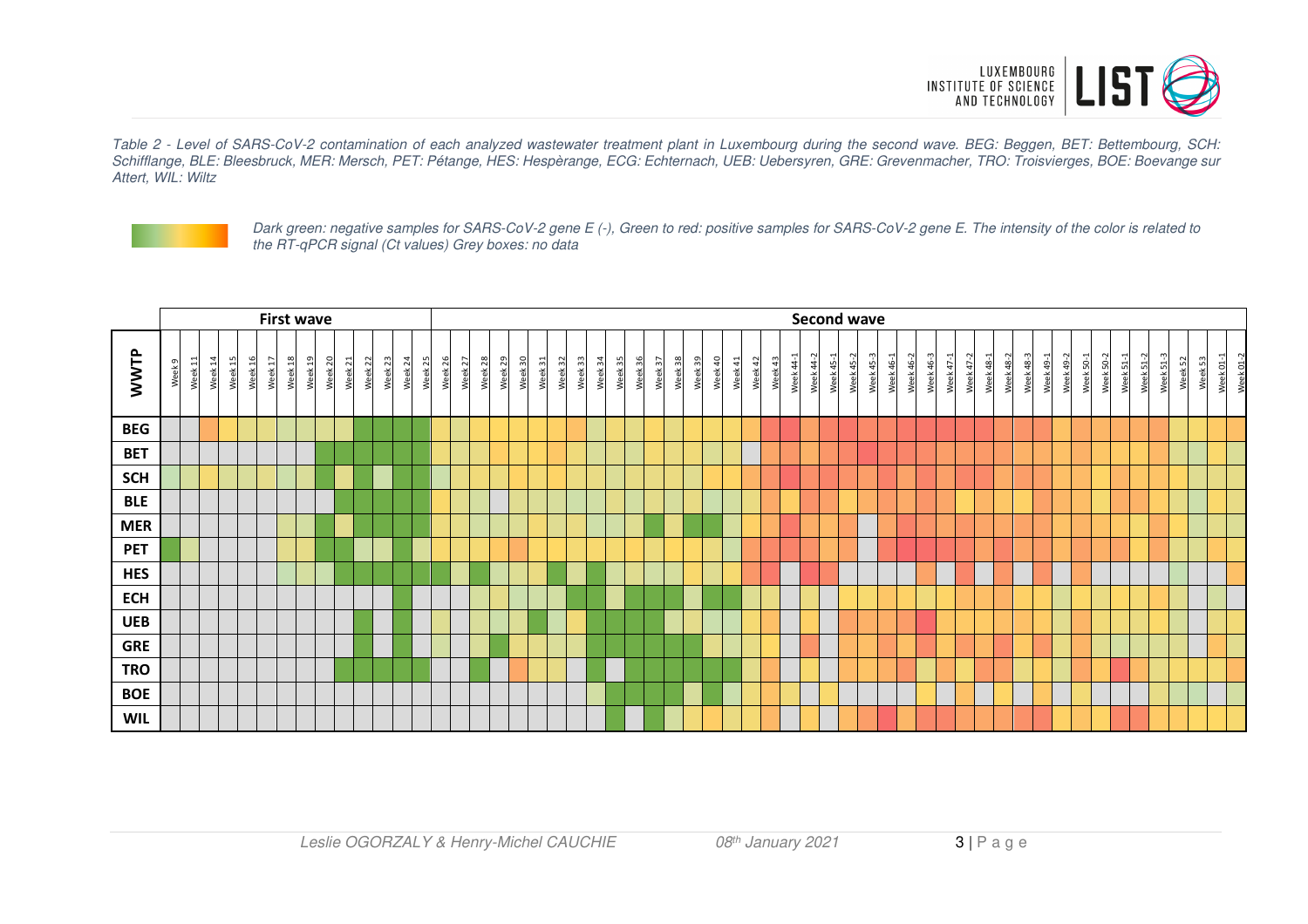*Table 2 - Level of SARS-CoV-2 contamination of each analyzed wastewater treatment plant in Luxembourg during the second wave. BEG: Beggen, BET: Bettembourg, SCH: Schifflange, BLE: Bleesbruck, MER: Mersch, PET: Pétange, HES: Hespèrange, ECG: Echternach, UEB: Uebersyren, GRE: Grevenmacher, TRO: Troisvierges, BOE: Boevange sur Attert, WIL: Wiltz*

*Dark green: negative samples for SARS-CoV-2 gene E (-), Green to red: positive samples for SARS-CoV-2 gene E. The intensity of the color is related to the RT-qPCR signal (Ct values) Grey boxes: no data*

| WWTP | First wave | | | | | | | | | | | | | | Second wave | | | | | | | | | | | | | | | | | | | | | | | | | | | | | | | | | | | | | | | | | |
|---|---|---|---|---|---|---|---|---|---|---|---|---|---|---|---|---|---|---|---|---|---|---|---|---|---|---|---|---|---|---|---|---|---|---|---|---|---|---|---|---|---|---|---|---|---|---|---|---|---|---|---|---|---|---|---|---|
| | Week 9 | Week 11 | Week 14 | Week 15 | Week 16 | Week 17 | Week 18 | Week 19 | Week 20 | Week 21 | Week 22 | Week 23 | Week 24 | Week 25 | Week 26 | Week 27 | Week 28 | Week 29 | Week 30 | Week 31 | Week 32 | Week 33 | Week 34 | Week 35 | Week 36 | Week 37 | Week 38 | Week 39 | Week 40 | Week 41 | Week 42 | Week 43 | Week 44-1 | Week 44-2 | Week 45-1 | Week 45-2 | Week 45-3 | Week 46-1 | Week 46-2 | Week 46-3 | Week 47-1 | Week 47-2 | Week 48-1 | Week 48-2 | Week 48-3 | Week 49-1 | Week 49-2 | Week 50-1 | Week 50-2 | Week 51-1 | Week 51-2 | Week 51-3 | Week 52 | Week 53 | Week 01-1 | Week 01-2 |
| **BEG** | | | | | | | | | | | | | | | | | | | | | | | | | | | | | | | | | | | | | | | | | | | | | | | | | | | | | | | | |
| **BET** | | | | | | | | | | | | | | | | | | | | | | | | | | | | | | | | | | | | | | | | | | | | | | | | | | | | | | | | |
| **SCH** | | | | | | | | | | | | | | | | | | | | | | | | | | | | | | | | | | | | | | | | | | | | | | | | | | | | | | | | |
| **BLE** | | | | | | | | | | | | | | | | | | | | | | | | | | | | | | | | | | | | | | | | | | | | | | | | | | | | | | | | |
| **MER** | | | | | | | | | | | | | | | | | | | | | | | | | | | | | | | | | | | | | | | | | | | | | | | | | | | | | | | | |
| **PET** | | | | | | | | | | | | | | | | | | | | | | | | | | | | | | | | | | | | | | | | | | | | | | | | | | | | | | | | |
| **HES** | | | | | | | | | | | | | | | | | | | | | | | | | | | | | | | | | | | | | | | | | | | | | | | | | | | | | | | | |
| **ECH** | | | | | | | | | | | | | | | | | | | | | | | | | | | | | | | | | | | | | | | | | | | | | | | | | | | | | | | | |
| **UEB** | | | | | | | | | | | | | | | | | | | | | | | | | | | | | | | | | | | | | | | | | | | | | | | | | | | | | | | | |
| **GRE** | | | | | | | | | | | | | | | | | | | | | | | | | | | | | | | | | | | | | | | | | | | | | | | | | | | | | | | | |
| **TRO** | | | | | | | | | | | | | | | | | | | | | | | | | | | | | | | | | | | | | | | | | | | | | | | | | | | | | | | | |
| **BOE** | | | | | | | | | | | | | | | | | | | | | | | | | | | | | | | | | | | | | | | | | | | | | | | | | | | | | | | | |
| **WIL** | | | | | | | | | | | | | | | | | | | | | | | | | | | | | | | | | | | | | | | | | | | | | | | | | | | | | | | | |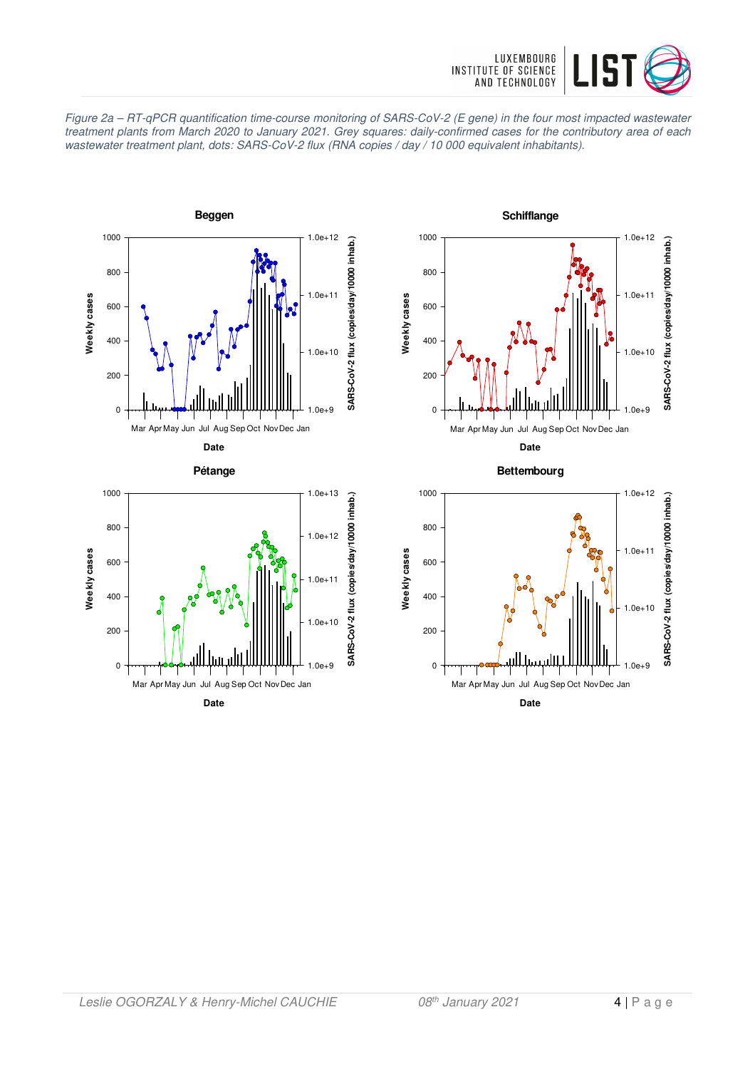*Figure 2a – RT-qPCR quantification time-course monitoring of SARS-CoV-2 (E gene) in the four most impacted wastewater treatment plants from March 2020 to January 2021. Grey squares: daily-confirmed cases for the contributory area of each wastewater treatment plant, dots: SARS-CoV-2 flux (RNA copies / day / 10 000 equivalent inhabitants).*

**Beggen**

Weekly cases
1000
800
600
400
200
0

SARS-CoV-2 flux (copies/day/10000 inhab.)
1.0e+12
1.0e+11
1.0e+10
1.0e+9

Mar Apr May Jun Jul Aug Sep Oct Nov Dec Jan

Date

**Schifflange**

Weekly cases
1000
800
600
400
200
0

SARS-CoV-2 flux (copies/day/10000 inhab.)
1.0e+12
1.0e+11
1.0e+10
1.0e+9

Mar Apr May Jun Jul Aug Sep Oct Nov Dec Jan

Date

**Pétange**

Weekly cases
1000
800
600
400
200
0

SARS-CoV-2 flux (copies/day/10000 inhab.)
1.0e+13
1.0e+12
1.0e+11
1.0e+10
1.0e+9

Mar Apr May Jun Jul Aug Sep Oct Nov Dec Jan

Date

**Bettembourg**

Weekly cases
1000
800
600
400
200
0

SARS-CoV-2 flux (copies/day/10000 inhab.)
1.0e+12
1.0e+11
1.0e+10
1.0e+9

Mar Apr May Jun Jul Aug Sep Oct Nov Dec Jan

Date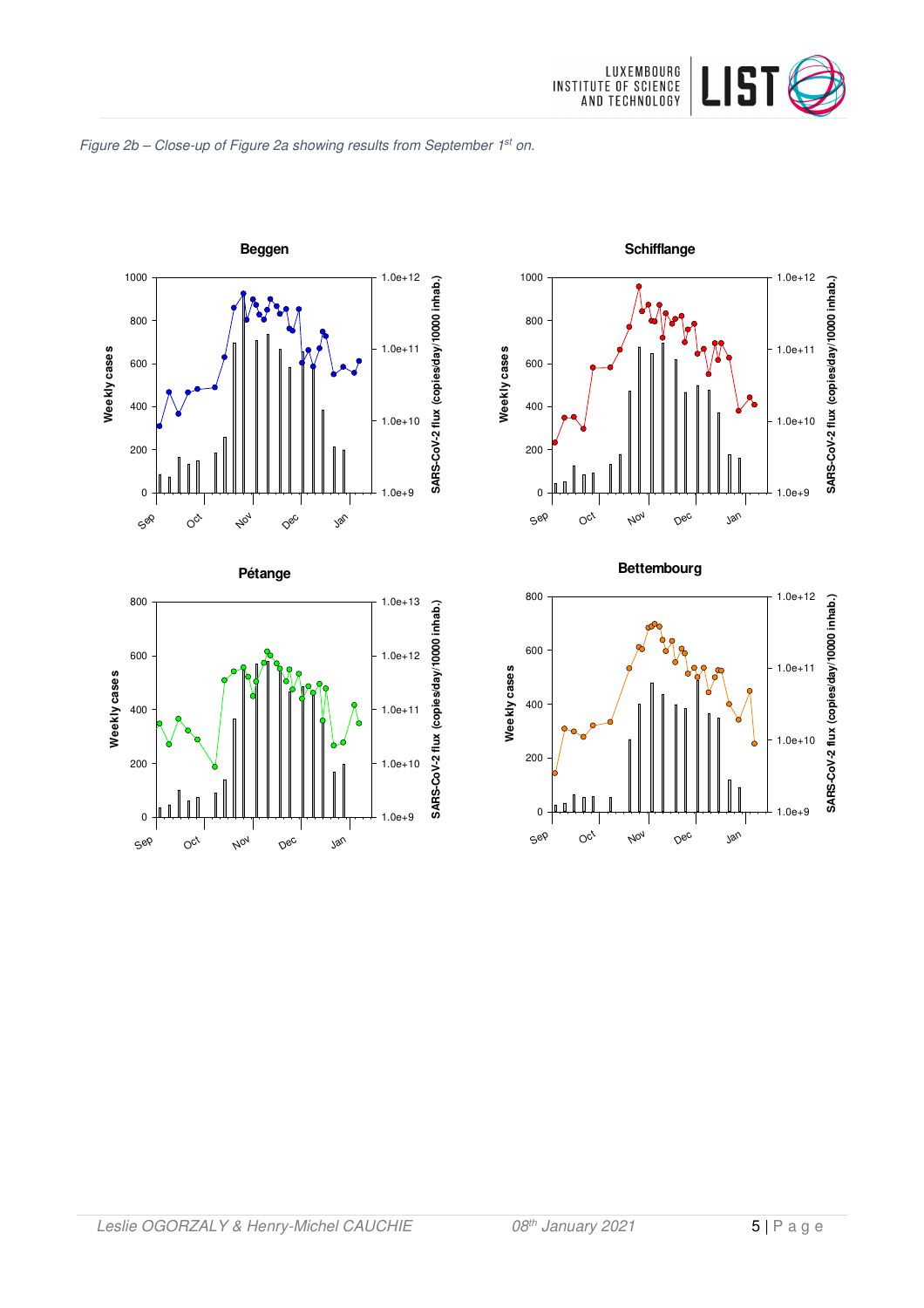*Figure 2b – Close-up of Figure 2a showing results from September 1st on.*

Beggen

Weekly cases
1000
800
600
400
200
0

SARS-CoV-2 flux (copies/day/10000 inhab.)
1.0e+12
1.0e+11
1.0e+10
1.0e+9

Sep Oct Nov Dec Jan

Schifflange

Weekly cases
1000
800
600
400
200
0

SARS-CoV-2 flux (copies/day/10000 inhab.)
1.0e+12
1.0e+11
1.0e+10
1.0e+9

Sep Oct Nov Dec Jan

Pétange

Weekly cases
800
600
400
200
0

SARS-CoV-2 flux (copies/day/10000 inhab.)
1.0e+13
1.0e+12
1.0e+11
1.0e+10
1.0e+9

Sep Oct Nov Dec Jan

Bettembourg

Weekly cases
800
600
400
200
0

SARS-CoV-2 flux (copies/day/10000 inhab.)
1.0e+12
1.0e+11
1.0e+10
1.0e+9

Sep Oct Nov Dec Jan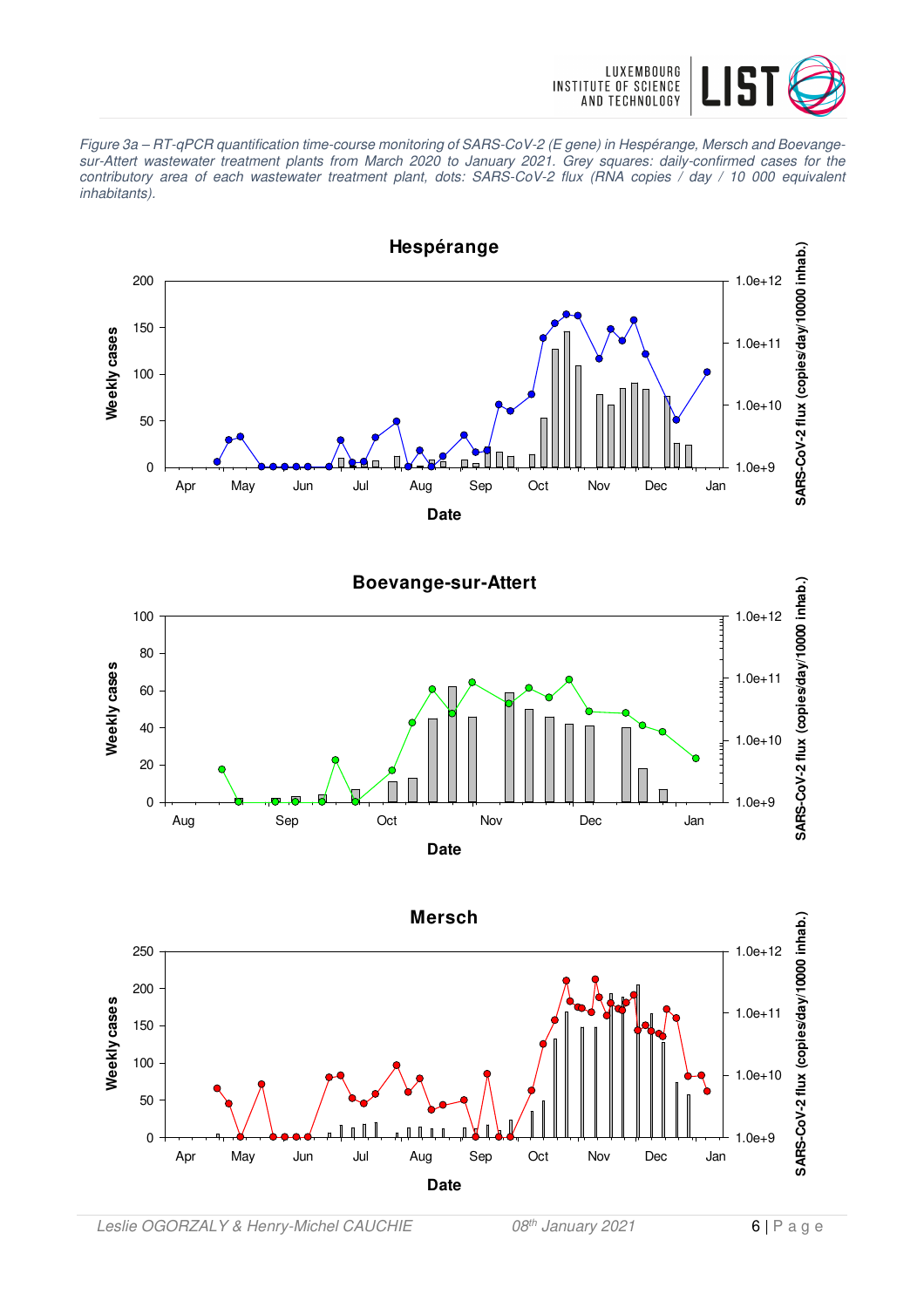*Figure 3a – RT-qPCR quantification time-course monitoring of SARS-CoV-2 (E gene) in Hespérange, Mersch and Boevange-sur-Attert wastewater treatment plants from March 2020 to January 2021. Grey squares: daily-confirmed cases for the contributory area of each wastewater treatment plant, dots: SARS-CoV-2 flux (RNA copies / day / 10 000 equivalent inhabitants).*

**Hespérange**

Weekly cases

200
150
100
50
0

Apr May Jun Jul Aug Sep Oct Nov Dec Jan

Date

SARS-CoV-2 flux (copies/day/10000 inhab.)

1.0e+12
1.0e+11
1.0e+10
1.0e+9

**Boevange-sur-Attert**

Weekly cases

100
80
60
40
20
0

Aug Sep Oct Nov Dec Jan

Date

SARS-CoV-2 flux (copies/day/10000 inhab.)

1.0e+12
1.0e+11
1.0e+10
1.0e+9

**Mersch**

Weekly cases

250
200
150
100
50
0

Apr May Jun Jul Aug Sep Oct Nov Dec Jan

Date

SARS-CoV-2 flux (copies/day/10000 inhab.)

1.0e+12
1.0e+11
1.0e+10
1.0e+9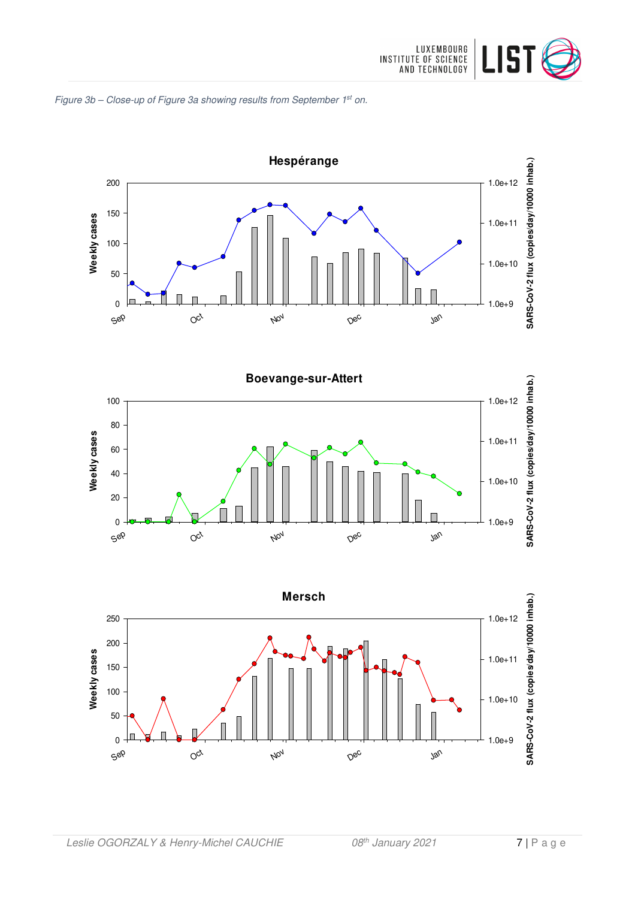*Figure 3b – Close-up of Figure 3a showing results from September 1st on.*

Hespérange

Weekly cases

200
150
100
50
0

Sep
Oct
Nov
Dec
Jan

SARS-CoV-2 flux (copies/day/10000 inhab.)

1.0e+12
1.0e+11
1.0e+10
1.0e+9

Boevange-sur-Attert

Weekly cases

100
80
60
40
20
0

Sep
Oct
Nov
Dec
Jan

SARS-CoV-2 flux (copies/day/10000 inhab.)

1.0e+12
1.0e+11
1.0e+10
1.0e+9

Mersch

Weekly cases

250
200
150
100
50
0

Sep
Oct
Nov
Dec
Jan

SARS-CoV-2 flux (copies/day/10000 inhab.)

1.0e+12
1.0e+11
1.0e+10
1.0e+9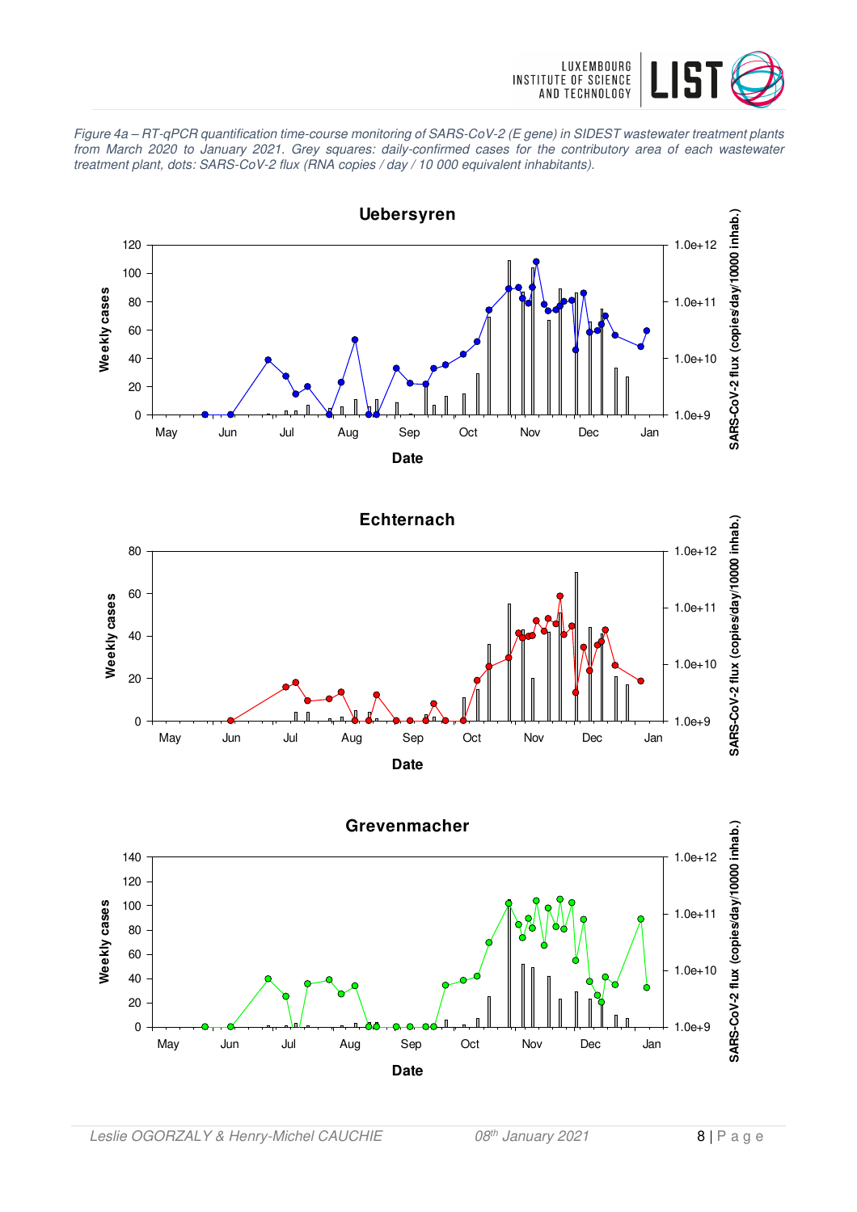*Figure 4a – RT-qPCR quantification time-course monitoring of SARS-CoV-2 (E gene) in SIDEST wastewater treatment plants from March 2020 to January 2021. Grey squares: daily-confirmed cases for the contributory area of each wastewater treatment plant, dots: SARS-CoV-2 flux (RNA copies / day / 10 000 equivalent inhabitants).*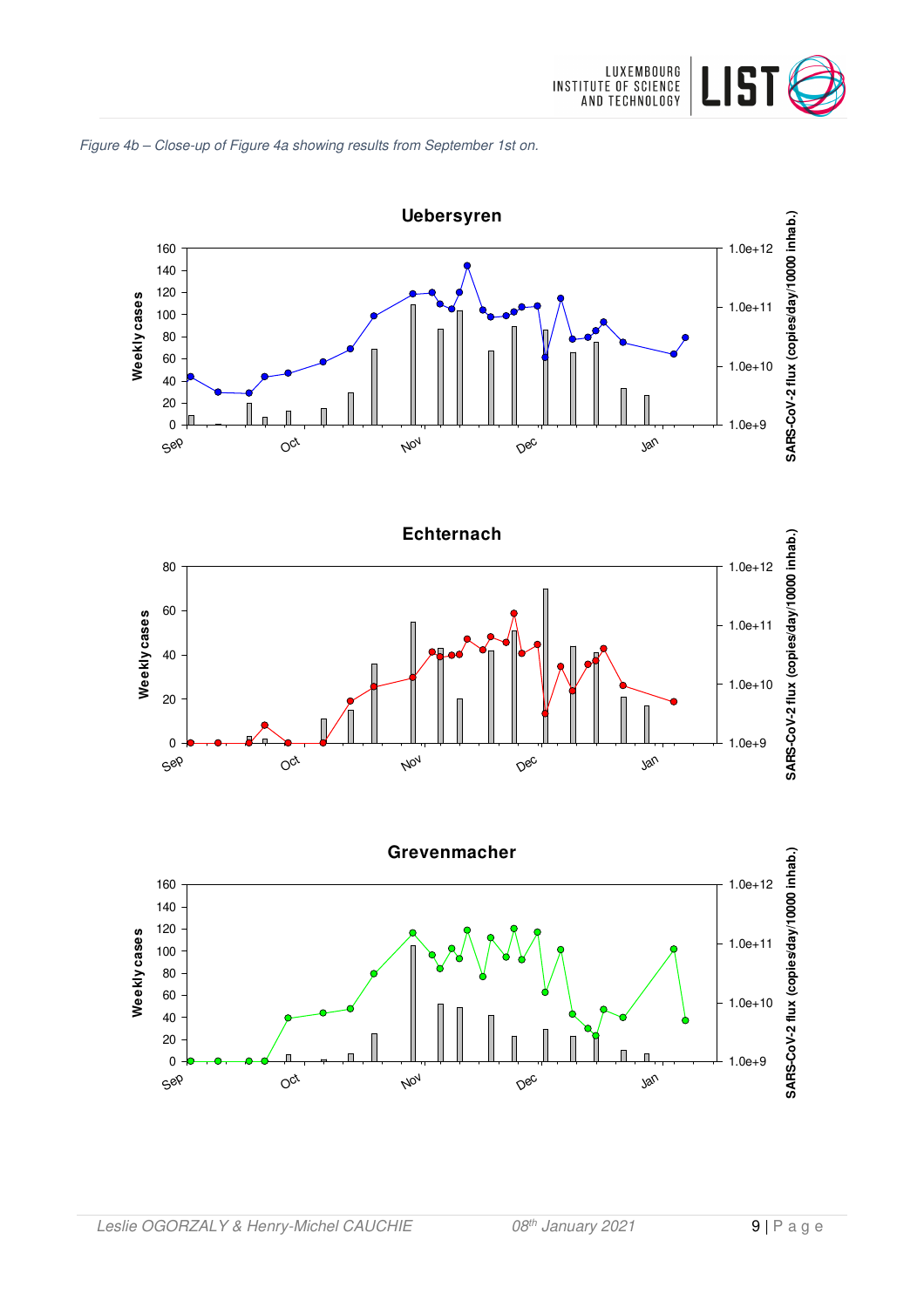*Figure 4b – Close-up of Figure 4a showing results from September 1st on.*

**Uebersyren**

Weekly cases

160
140
120
100
80
60
40
20
0

Sep Oct Nov Dec Jan

1.0e+12
1.0e+11
1.0e+10
1.0e+9

SARS-CoV-2 flux (copies/day/10000 inhab.)

**Echternach**

Weekly cases

80
60
40
20
0

Sep Oct Nov Dec Jan

1.0e+12
1.0e+11
1.0e+10
1.0e+9

SARS-CoV-2 flux (copies/day/10000 inhab.)

**Grevenmacher**

Weekly cases

160
140
120
100
80
60
40
20
0

Sep Oct Nov Dec Jan

1.0e+12
1.0e+11
1.0e+10
1.0e+9

SARS-CoV-2 flux (copies/day/10000 inhab.)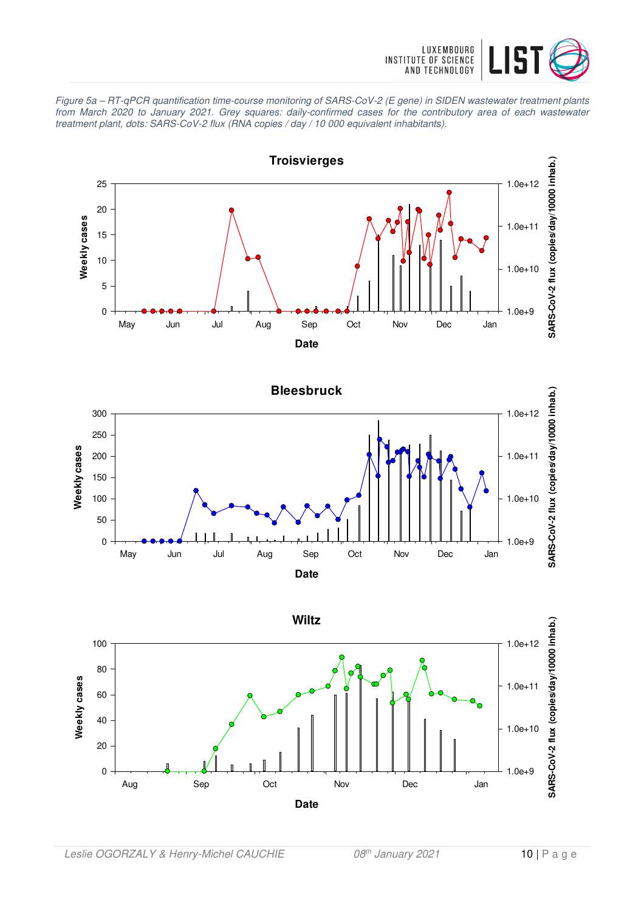*Figure 5a – RT-qPCR quantification time-course monitoring of SARS-CoV-2 (E gene) in SIDEN wastewater treatment plants from March 2020 to January 2021. Grey squares: daily-confirmed cases for the contributory area of each wastewater treatment plant, dots: SARS-CoV-2 flux (RNA copies / day / 10 000 equivalent inhabitants).*

**Troisvierges**

Weekly cases

25
20
15
10
5
0

May Jun Jul Aug Sep Oct Nov Dec Jan

Date

SARS-CoV-2 flux (copies/day/10000 inhab.)

1.0e+12
1.0e+11
1.0e+10
1.0e+9

**Bleesbruck**

Weekly cases

300
250
200
150
100
50
0

May Jun Jul Aug Sep Oct Nov Dec Jan

Date

SARS-CoV-2 flux (copies/day/10000 inhab.)

1.0e+12
1.0e+11
1.0e+10
1.0e+9

**Wiltz**

Weekly cases

100
80
60
40
20
0

Aug Sep Oct Nov Dec Jan

Date

SARS-CoV-2 flux (copies/day/10000 inhab.)

1.0e+12
1.0e+11
1.0e+10
1.0e+9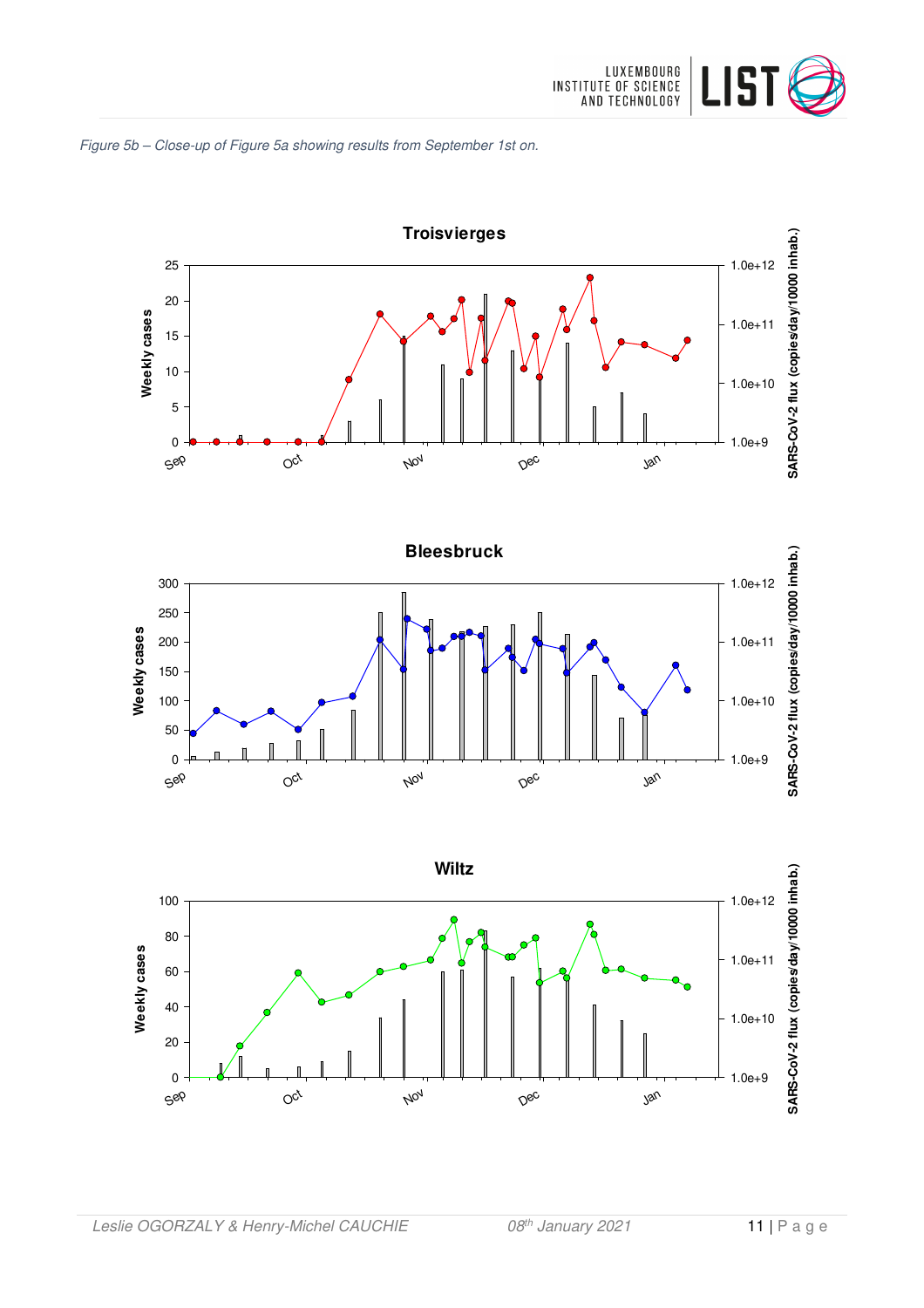*Figure 5b – Close-up of Figure 5a showing results from September 1st on.*

**Troisvierges**

Weekly cases

25
20
15
10
5
0

SARS-CoV-2 flux (copies/day/10000 inhab.)

1.0e+12
1.0e+11
1.0e+10
1.0e+9

Sep Oct Nov Dec Jan

**Bleesbruck**

Weekly cases

300
250
200
150
100
50
0

SARS-CoV-2 flux (copies/day/10000 inhab.)

1.0e+12
1.0e+11
1.0e+10
1.0e+9

Sep Oct Nov Dec Jan

**Wiltz**

Weekly cases

100
80
60
40
20
0

SARS-CoV-2 flux (copies/day/10000 inhab.)

1.0e+12
1.0e+11
1.0e+10
1.0e+9

Sep Oct Nov Dec Jan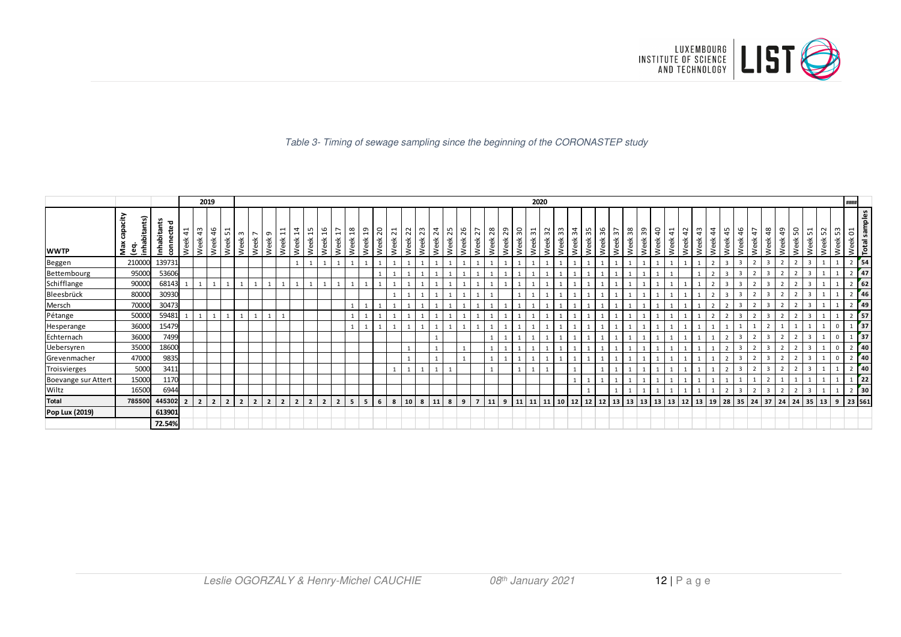*Table 3- Timing of sewage sampling since the beginning of the CORONASTEP study*

| | | | 2019 | | | | 2020 | | | | | | | | | | | | | | | | | | | | | | | | | | | | | | | | | | | | | | | | | | | | #### | |
|---|---|---|---|---|---|---|---|---|---|---|---|---|---|---|---|---|---|---|---|---|---|---|---|---|---|---|---|---|---|---|---|---|---|---|---|---|---|---|---|---|---|---|---|---|---|---|---|---|---|---|---|---|
| WWTP | Max capacity (eq. inhabitants) | Inhabitants connected | Week 41 | Week 43 | Week 46 | Week 51 | Week 3 | Week 7 | Week 9 | Week 11 | Week 14 | Week 15 | Week 16 | Week 17 | Week 18 | Week 19 | Week 20 | Week 21 | Week 22 | Week 23 | Week 24 | Week 25 | Week 26 | Week 27 | Week 28 | Week 29 | Week 30 | Week 31 | Week 32 | Week 33 | Week 34 | Week 35 | Week 36 | Week 37 | Week 38 | Week 39 | Week 40 | Week 41 | Week 42 | Week 43 | Week 44 | Week 45 | Week 46 | Week 47 | Week 48 | Week 49 | Week 50 | Week 51 | Week 52 | Week 53 | Week 01 | Total samples |
| Beggen | 210000 | 139731 | | | | | | | | | 1 | 1 | 1 | 1 | 1 | 1 | 1 | 1 | 1 | 1 | 1 | 1 | 1 | 1 | 1 | 1 | 1 | 1 | 1 | 1 | 1 | 1 | 1 | 1 | 1 | 1 | 1 | 1 | 1 | 1 | 2 | 3 | 3 | 2 | 3 | 2 | 2 | 3 | 1 | 1 | 2 | 54 |
| Bettembourg | 95000 | 53606 | | | | | | | | | | | | | | | 1 | 1 | 1 | 1 | 1 | 1 | 1 | 1 | 1 | 1 | 1 | 1 | 1 | 1 | 1 | 1 | 1 | 1 | 1 | 1 | 1 | 1 | | 1 | 2 | 3 | 3 | 2 | 3 | 2 | 2 | 3 | 1 | 1 | 2 | 47 |
| Schifflange | 90000 | 68143 | 1 | 1 | 1 | 1 | 1 | 1 | 1 | 1 | 1 | 1 | 1 | 1 | 1 | 1 | 1 | 1 | 1 | 1 | 1 | 1 | 1 | 1 | 1 | 1 | 1 | 1 | 1 | 1 | 1 | 1 | 1 | 1 | 1 | 1 | 1 | 1 | 1 | 1 | 2 | 3 | 3 | 2 | 3 | 2 | 2 | 3 | 1 | 1 | 2 | 62 |
| Bleesbrück | 80000 | 30930 | | | | | | | | | | | | | | | | 1 | 1 | 1 | 1 | 1 | 1 | 1 | 1 | | 1 | 1 | 1 | 1 | 1 | 1 | 1 | 1 | 1 | 1 | 1 | 1 | 1 | 1 | 2 | 3 | 3 | 2 | 3 | 2 | 2 | 3 | 1 | 1 | 2 | 46 |
| Mersch | 70000 | 30473 | | | | | | | | | | | | | 1 | 1 | 1 | 1 | 1 | 1 | 1 | 1 | 1 | 1 | 1 | 1 | 1 | 1 | 1 | 1 | 1 | 1 | 1 | 1 | 1 | 1 | 1 | 1 | 1 | 1 | 2 | 2 | 3 | 2 | 3 | 2 | 2 | 3 | 1 | 1 | 2 | 49 |
| Pétange | 50000 | 59481 | 1 | 1 | 1 | 1 | 1 | 1 | 1 | 1 | | | | | 1 | 1 | 1 | 1 | 1 | 1 | 1 | 1 | 1 | 1 | 1 | 1 | 1 | 1 | 1 | 1 | 1 | 1 | 1 | 1 | 1 | 1 | 1 | 1 | 1 | 1 | 2 | 2 | 3 | 2 | 3 | 2 | 2 | 3 | 1 | 1 | 2 | 57 |
| Hesperange | 36000 | 15479 | | | | | | | | | | | | | 1 | 1 | 1 | 1 | 1 | 1 | 1 | 1 | 1 | 1 | 1 | 1 | 1 | 1 | 1 | 1 | 1 | 1 | 1 | 1 | 1 | 1 | 1 | 1 | 1 | 1 | 1 | 1 | 1 | 1 | 2 | 1 | 1 | 1 | 1 | 0 | 1 | 37 |
| Echternach | 36000 | 7499 | | | | | | | | | | | | | | | | | | | 1 | | | | 1 | 1 | 1 | 1 | 1 | 1 | 1 | 1 | 1 | 1 | 1 | 1 | 1 | 1 | 1 | 1 | 1 | 2 | 3 | 2 | 3 | 2 | 2 | 3 | 1 | 0 | 1 | 37 |
| Uebersyren | 35000 | 18600 | | | | | | | | | | | | | | | | | 1 | | 1 | | 1 | | 1 | 1 | 1 | 1 | 1 | 1 | 1 | 1 | 1 | 1 | 1 | 1 | 1 | 1 | 1 | 1 | 1 | 2 | 3 | 2 | 3 | 2 | 2 | 3 | 1 | 0 | 2 | 40 |
| Grevenmacher | 47000 | 9835 | | | | | | | | | | | | | | | | | 1 | | 1 | | 1 | | 1 | 1 | 1 | 1 | 1 | 1 | 1 | 1 | 1 | 1 | 1 | 1 | 1 | 1 | 1 | 1 | 1 | 2 | 3 | 2 | 3 | 2 | 2 | 3 | 1 | 0 | 2 | 40 |
| Troisvierges | 5000 | 3411 | | | | | | | | | | | | | | | | 1 | 1 | 1 | 1 | 1 | | | 1 | | 1 | 1 | 1 | | 1 | | 1 | 1 | 1 | 1 | 1 | 1 | 1 | 1 | 1 | 2 | 3 | 2 | 3 | 2 | 2 | 3 | 1 | 1 | 2 | 40 |
| Boevange sur Attert | 15000 | 1170 | | | | | | | | | | | | | | | | | | | | | | | | | | | | | 1 | 1 | 1 | 1 | 1 | 1 | 1 | 1 | 1 | 1 | 1 | 1 | 1 | 1 | 2 | 1 | 1 | 1 | 1 | 1 | 1 | 22 |
| Wiltz | 16500 | 6944 | | | | | | | | | | | | | | | | | | | | | | | | | | | | | | 1 | | 1 | 1 | 1 | 1 | 1 | 1 | 1 | 1 | 2 | 3 | 2 | 3 | 2 | 2 | 3 | 1 | 1 | 2 | 30 |
| **Total** | **785500** | **445302** | **2** | **2** | **2** | **2** | **2** | **2** | **2** | **2** | **2** | **2** | **2** | **2** | **5** | **5** | **6** | **8** | **10** | **8** | **11** | **8** | **9** | **7** | **11** | **9** | **11** | **11** | **11** | **10** | **12** | **12** | **12** | **13** | **13** | **13** | **13** | **13** | **12** | **13** | **19** | **28** | **35** | **24** | **37** | **24** | **24** | **35** | **13** | **9** | **23** | **561** |
| **Pop Lux (2019)** | | **613901** | | | | | | | | | | | | | | | | | | | | | | | | | | | | | | | | | | | | | | | | | | | | | | | | | | |
| | | **72.54%** | | | | | | | | | | | | | | | | | | | | | | | | | | | | | | | | | | | | | | | | | | | | | | | | | | |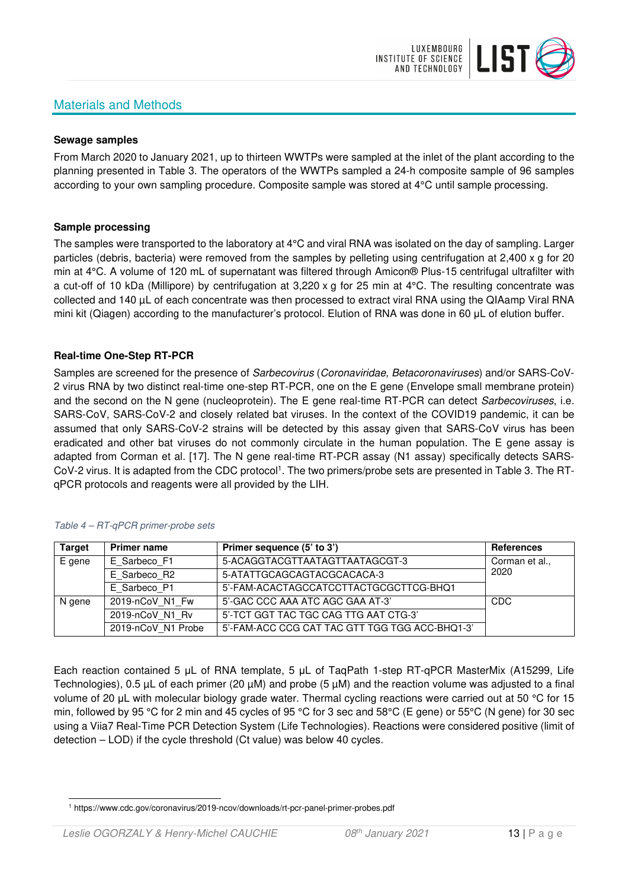## Materials and Methods

**Sewage samples**

From March 2020 to January 2021, up to thirteen WWTPs were sampled at the inlet of the plant according to the planning presented in Table 3. The operators of the WWTPs sampled a 24-h composite sample of 96 samples according to your own sampling procedure. Composite sample was stored at 4°C until sample processing.

**Sample processing**

The samples were transported to the laboratory at 4°C and viral RNA was isolated on the day of sampling. Larger particles (debris, bacteria) were removed from the samples by pelleting using centrifugation at 2,400 x g for 20 min at 4°C. A volume of 120 mL of supernatant was filtered through Amicon® Plus-15 centrifugal ultrafilter with a cut-off of 10 kDa (Millipore) by centrifugation at 3,220 x g for 25 min at 4°C. The resulting concentrate was collected and 140 µL of each concentrate was then processed to extract viral RNA using the QIAamp Viral RNA mini kit (Qiagen) according to the manufacturer's protocol. Elution of RNA was done in 60 µL of elution buffer.

**Real-time One-Step RT-PCR**

Samples are screened for the presence of *Sarbecovirus* (*Coronaviridae, Betacoronaviruses*) and/or SARS-CoV-2 virus RNA by two distinct real-time one-step RT-PCR, one on the E gene (Envelope small membrane protein) and the second on the N gene (nucleoprotein). The E gene real-time RT-PCR can detect *Sarbecoviruses*, i.e. SARS-CoV, SARS-CoV-2 and closely related bat viruses. In the context of the COVID19 pandemic, it can be assumed that only SARS-CoV-2 strains will be detected by this assay given that SARS-CoV virus has been eradicated and other bat viruses do not commonly circulate in the human population. The E gene assay is adapted from Corman et al. [17]. The N gene real-time RT-PCR assay (N1 assay) specifically detects SARS-CoV-2 virus. It is adapted from the CDC protocol[1]. The two primers/probe sets are presented in Table 3. The RT-qPCR protocols and reagents were all provided by the LIH.

*Table 4 – RT-qPCR primer-probe sets*

| Target | Primer name | Primer sequence (5' to 3') | References |
|---|---|---|---|
| E gene | E_Sarbeco_F1 | 5-ACAGGTACGTTAATAGTTAATAGCGT-3 | Corman et al., 2020 |
| | E_Sarbeco_R2 | 5-ATATTGCAGCAGTACGCACACA-3 | |
| | E_Sarbeco_P1 | 5'-FAM-ACACTAGCCATCCTTACTGCGCTTCG-BHQ1 | |
| N gene | 2019-nCoV_N1_Fw | 5'-GAC CCC AAA ATC AGC GAA AT-3' | CDC |
| | 2019-nCoV_N1_Rv | 5'-TCT GGT TAC TGC CAG TTG AAT CTG-3' | |
| | 2019-nCoV_N1 Probe | 5'-FAM-ACC CCG CAT TAC GTT TGG TGG ACC-BHQ1-3' | |

Each reaction contained 5 µL of RNA template, 5 µL of TaqPath 1-step RT-qPCR MasterMix (A15299, Life Technologies), 0.5 µL of each primer (20 µM) and probe (5 µM) and the reaction volume was adjusted to a final volume of 20 µL with molecular biology grade water. Thermal cycling reactions were carried out at 50 °C for 15 min, followed by 95 °C for 2 min and 45 cycles of 95 °C for 3 sec and 58°C (E gene) or 55°C (N gene) for 30 sec using a Viia7 Real-Time PCR Detection System (Life Technologies). Reactions were considered positive (limit of detection – LOD) if the cycle threshold (Ct value) was below 40 cycles.

[1] https://www.cdc.gov/coronavirus/2019-ncov/downloads/rt-pcr-panel-primer-probes.pdf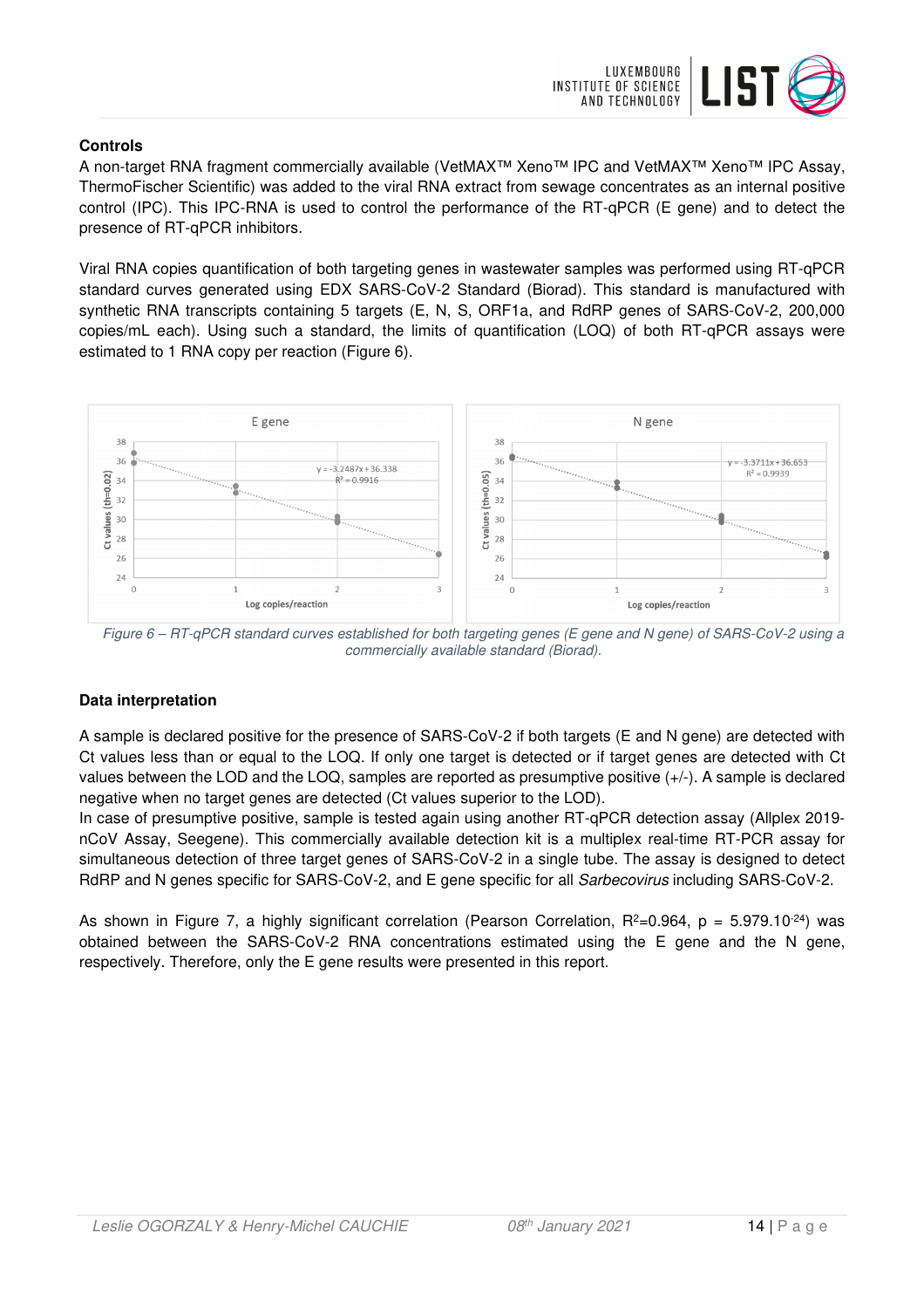## Controls

A non-target RNA fragment commercially available (VetMAX™ Xeno™ IPC and VetMAX™ Xeno™ IPC Assay, ThermoFischer Scientific) was added to the viral RNA extract from sewage concentrates as an internal positive control (IPC). This IPC-RNA is used to control the performance of the RT-qPCR (E gene) and to detect the presence of RT-qPCR inhibitors.

Viral RNA copies quantification of both targeting genes in wastewater samples was performed using RT-qPCR standard curves generated using EDX SARS-CoV-2 Standard (Biorad). This standard is manufactured with synthetic RNA transcripts containing 5 targets (E, N, S, ORF1a, and RdRP genes of SARS-CoV-2, 200,000 copies/mL each). Using such a standard, the limits of quantification (LOQ) of both RT-qPCR assays were estimated to 1 RNA copy per reaction (Figure 6).

E gene

y = -3.2487x + 36.338
$R^2$ = 0.9916

Ct values (th=0.02)

Log copies/reaction

N gene

y = -3.3711x + 36.653
$R^2$ = 0.9939

Ct values (th=0.05)

Log copies/reaction

*Figure 6 – RT-qPCR standard curves established for both targeting genes (E gene and N gene) of SARS-CoV-2 using a commercially available standard (Biorad).*

## Data interpretation

A sample is declared positive for the presence of SARS-CoV-2 if both targets (E and N gene) are detected with Ct values less than or equal to the LOQ. If only one target is detected or if target genes are detected with Ct values between the LOD and the LOQ, samples are reported as presumptive positive (+/-). A sample is declared negative when no target genes are detected (Ct values superior to the LOD).

In case of presumptive positive, sample is tested again using another RT-qPCR detection assay (Allplex 2019-nCoV Assay, Seegene). This commercially available detection kit is a multiplex real-time RT-PCR assay for simultaneous detection of three target genes of SARS-CoV-2 in a single tube. The assay is designed to detect RdRP and N genes specific for SARS-CoV-2, and E gene specific for all *Sarbecovirus* including SARS-CoV-2.

As shown in Figure 7, a highly significant correlation (Pearson Correlation, $R^2$=0.964, $p = 5.979.10^{-24}$) was obtained between the SARS-CoV-2 RNA concentrations estimated using the E gene and the N gene, respectively. Therefore, only the E gene results were presented in this report.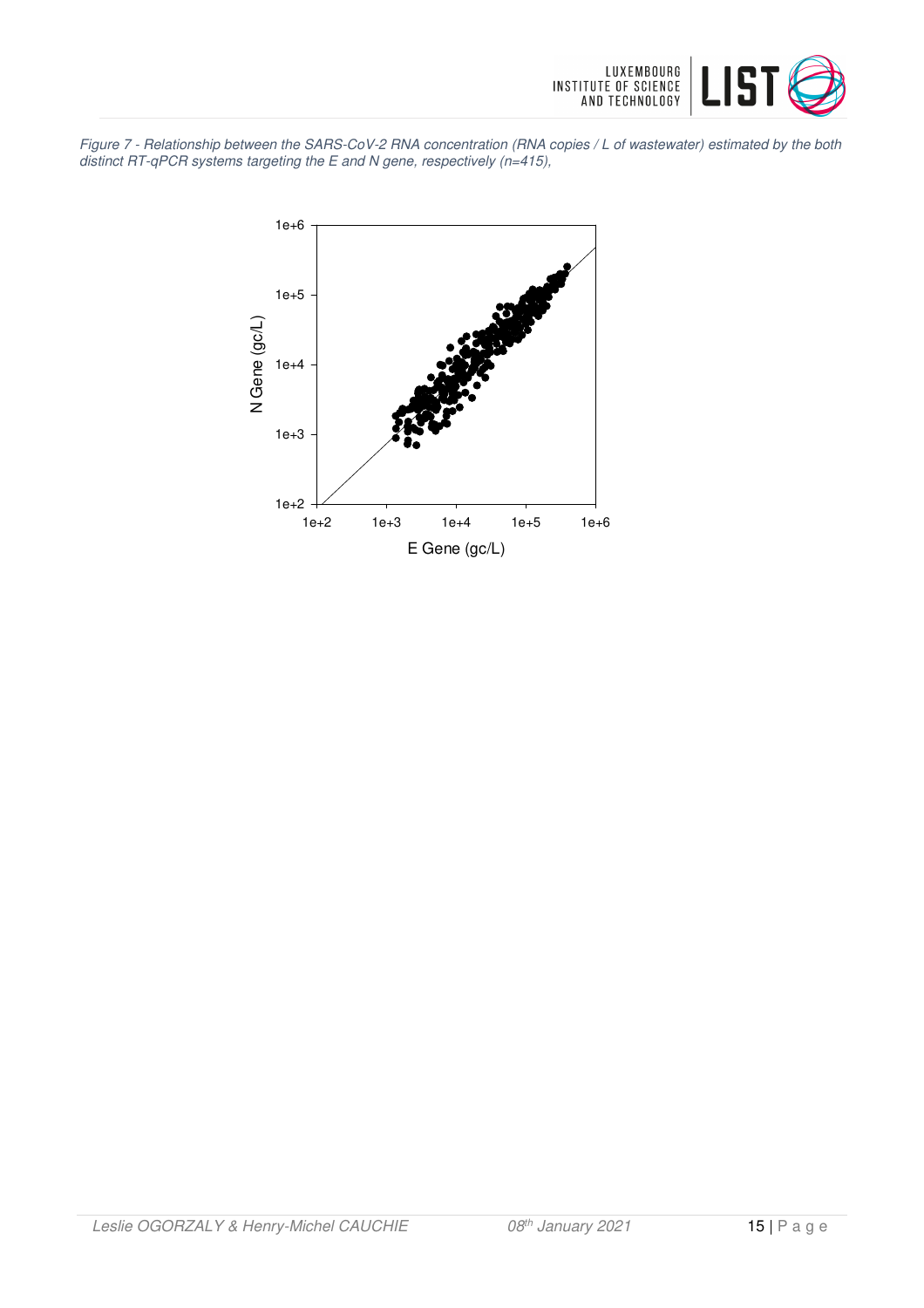*Figure 7 - Relationship between the SARS-CoV-2 RNA concentration (RNA copies / L of wastewater) estimated by the both distinct RT-qPCR systems targeting the E and N gene, respectively (n=415),*

N Gene (gc/L)

1e+6
1e+5
1e+4
1e+3
1e+2

1e+2
1e+3
1e+4
1e+5
1e+6

E Gene (gc/L)